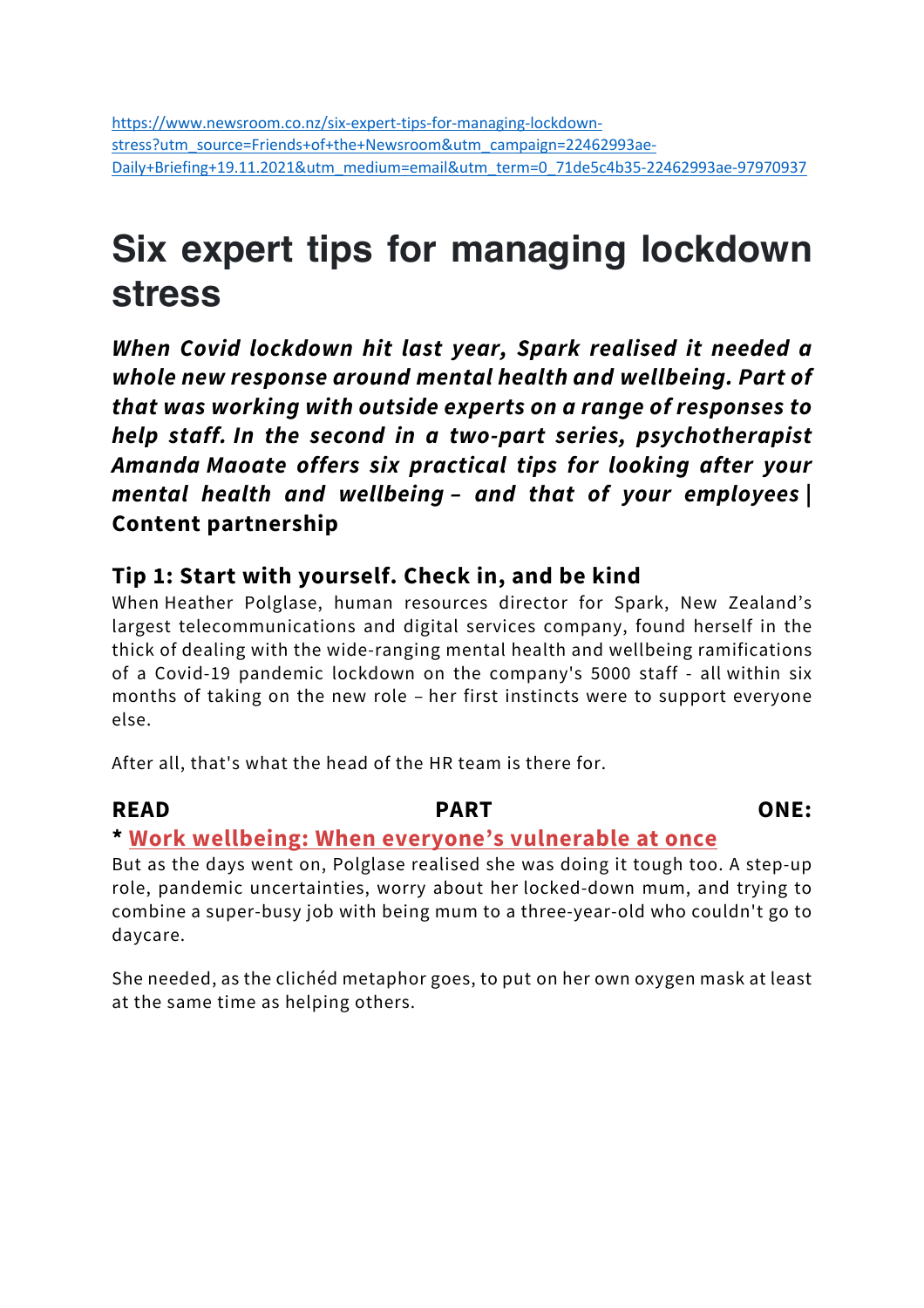https://www.newsroom.co.nz/six-expert-tips-for-managing-lockdown-stress?utm_source=Friends+of+the+Newsroom&utm_campaign=22462993ae-Daily+Briefing+19.11.2021&utm_medium=email&utm_term=0_71de5c4b35-22462993ae-97970937

# Six expert tips for managing lockdown stress

***When Covid lockdown hit last year, Spark realised it needed a whole new response around mental health and wellbeing. Part of that was working with outside experts on a range of responses to help staff. In the second in a two-part series, psychotherapist Amanda Maoate offers six practical tips for looking after your mental health and wellbeing – and that of your employees* | Content partnership**

## Tip 1: Start with yourself. Check in, and be kind

When Heather Polglase, human resources director for Spark, New Zealand's largest telecommunications and digital services company, found herself in the thick of dealing with the wide-ranging mental health and wellbeing ramifications of a Covid-19 pandemic lockdown on the company's 5000 staff - all within six months of taking on the new role – her first instincts were to support everyone else.

After all, that's what the head of the HR team is there for.

**READ PART ONE:**
**\* Work wellbeing: When everyone's vulnerable at once**

But as the days went on, Polglase realised she was doing it tough too. A step-up role, pandemic uncertainties, worry about her locked-down mum, and trying to combine a super-busy job with being mum to a three-year-old who couldn't go to daycare.

She needed, as the clichéd metaphor goes, to put on her own oxygen mask at least at the same time as helping others.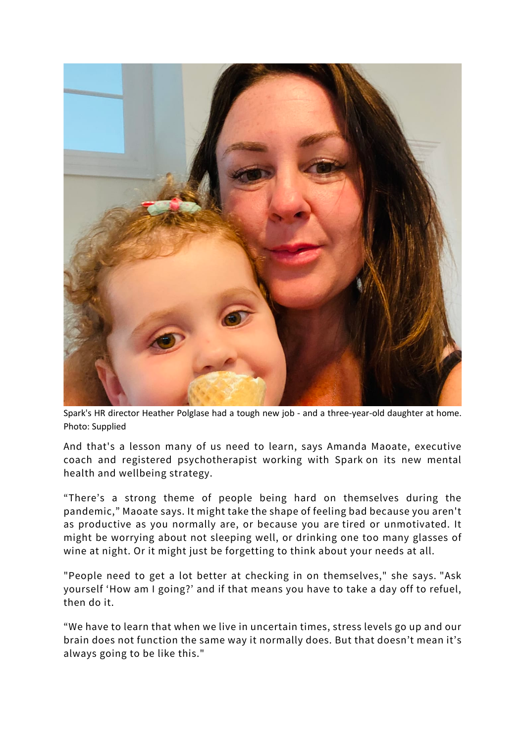Spark's HR director Heather Polglase had a tough new job - and a three-year-old daughter at home. Photo: Supplied

And that's a lesson many of us need to learn, says Amanda Maoate, executive coach and registered psychotherapist working with Spark on its new mental health and wellbeing strategy.

“There’s a strong theme of people being hard on themselves during the pandemic,” Maoate says. It might take the shape of feeling bad because you aren't as productive as you normally are, or because you are tired or unmotivated. It might be worrying about not sleeping well, or drinking one too many glasses of wine at night. Or it might just be forgetting to think about your needs at all.

"People need to get a lot better at checking in on themselves," she says. "Ask yourself ‘How am I going?’ and if that means you have to take a day off to refuel, then do it.

“We have to learn that when we live in uncertain times, stress levels go up and our brain does not function the same way it normally does. But that doesn’t mean it’s always going to be like this."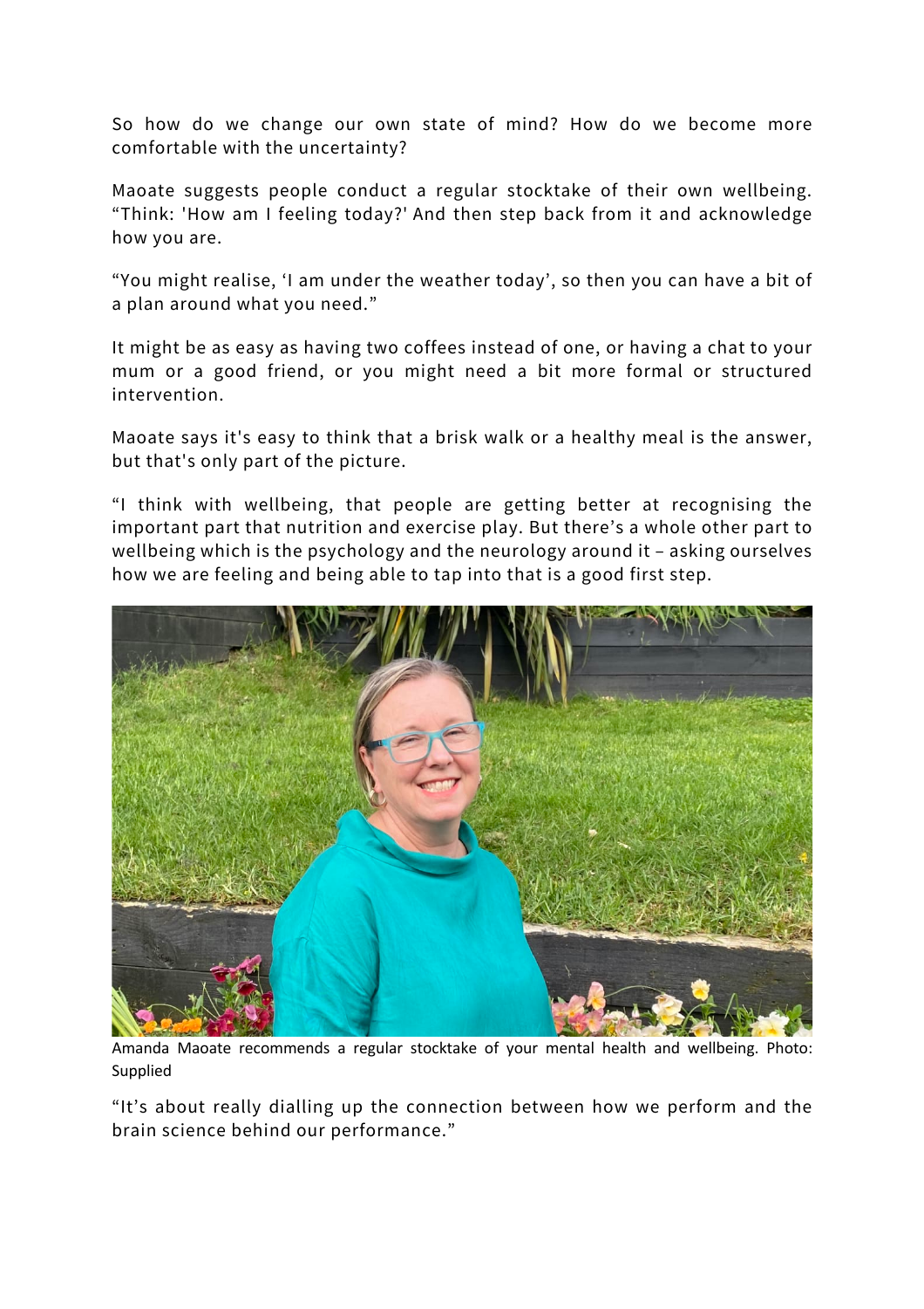So how do we change our own state of mind? How do we become more comfortable with the uncertainty?

Maoate suggests people conduct a regular stocktake of their own wellbeing. “Think: 'How am I feeling today?' And then step back from it and acknowledge how you are.

“You might realise, ‘I am under the weather today’, so then you can have a bit of a plan around what you need.”

It might be as easy as having two coffees instead of one, or having a chat to your mum or a good friend, or you might need a bit more formal or structured intervention.

Maoate says it's easy to think that a brisk walk or a healthy meal is the answer, but that's only part of the picture.

“I think with wellbeing, that people are getting better at recognising the important part that nutrition and exercise play. But there’s a whole other part to wellbeing which is the psychology and the neurology around it – asking ourselves how we are feeling and being able to tap into that is a good first step.

Amanda Maoate recommends a regular stocktake of your mental health and wellbeing. Photo: Supplied

“It’s about really dialling up the connection between how we perform and the brain science behind our performance.”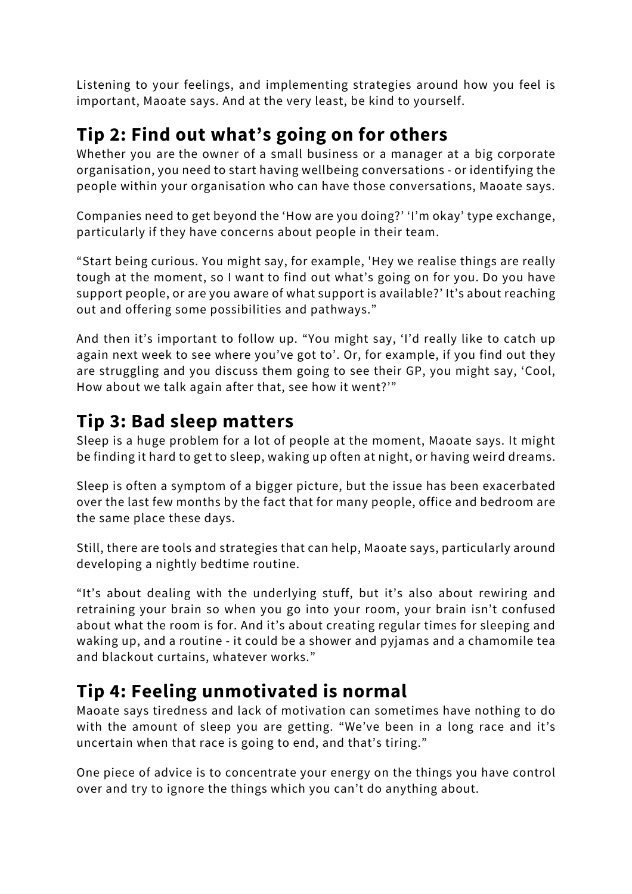Listening to your feelings, and implementing strategies around how you feel is important, Maoate says. And at the very least, be kind to yourself.

## Tip 2: Find out what's going on for others

Whether you are the owner of a small business or a manager at a big corporate organisation, you need to start having wellbeing conversations - or identifying the people within your organisation who can have those conversations, Maoate says.

Companies need to get beyond the 'How are you doing?' 'I'm okay' type exchange, particularly if they have concerns about people in their team.

"Start being curious. You might say, for example, 'Hey we realise things are really tough at the moment, so I want to find out what's going on for you. Do you have support people, or are you aware of what support is available?' It's about reaching out and offering some possibilities and pathways."

And then it's important to follow up. "You might say, 'I'd really like to catch up again next week to see where you've got to'. Or, for example, if you find out they are struggling and you discuss them going to see their GP, you might say, 'Cool, How about we talk again after that, see how it went?'"

## Tip 3: Bad sleep matters

Sleep is a huge problem for a lot of people at the moment, Maoate says. It might be finding it hard to get to sleep, waking up often at night, or having weird dreams.

Sleep is often a symptom of a bigger picture, but the issue has been exacerbated over the last few months by the fact that for many people, office and bedroom are the same place these days.

Still, there are tools and strategies that can help, Maoate says, particularly around developing a nightly bedtime routine.

"It's about dealing with the underlying stuff, but it's also about rewiring and retraining your brain so when you go into your room, your brain isn't confused about what the room is for. And it's about creating regular times for sleeping and waking up, and a routine - it could be a shower and pyjamas and a chamomile tea and blackout curtains, whatever works."

## Tip 4: Feeling unmotivated is normal

Maoate says tiredness and lack of motivation can sometimes have nothing to do with the amount of sleep you are getting. "We've been in a long race and it's uncertain when that race is going to end, and that's tiring."

One piece of advice is to concentrate your energy on the things you have control over and try to ignore the things which you can't do anything about.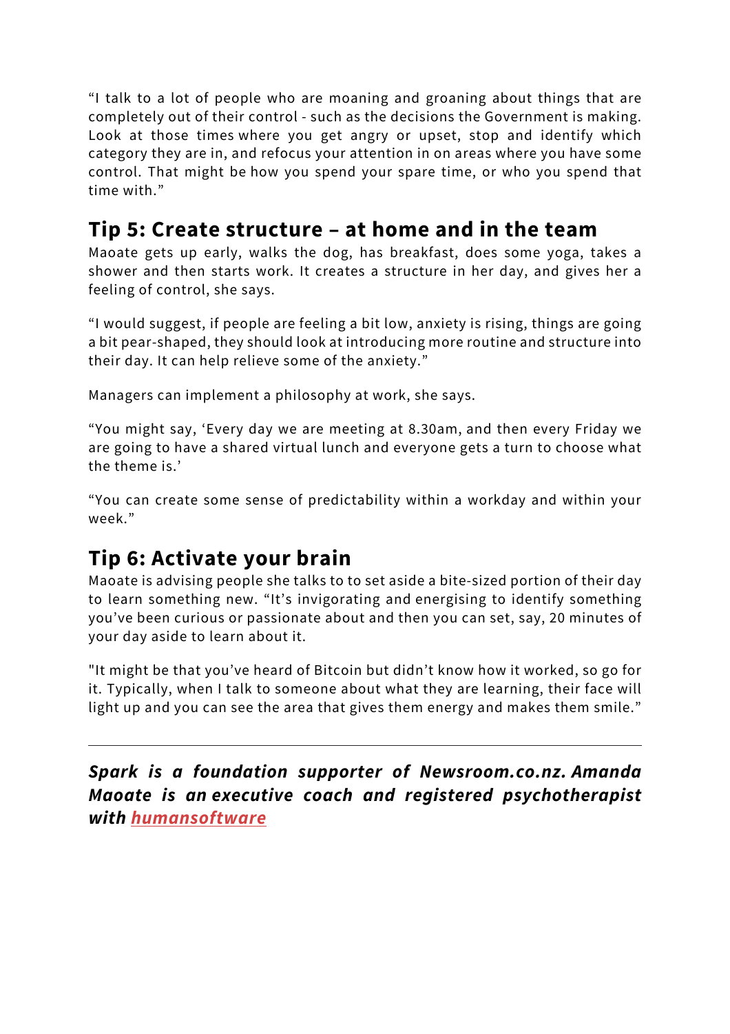"I talk to a lot of people who are moaning and groaning about things that are completely out of their control - such as the decisions the Government is making. Look at those times where you get angry or upset, stop and identify which category they are in, and refocus your attention in on areas where you have some control. That might be how you spend your spare time, or who you spend that time with."

## Tip 5: Create structure – at home and in the team

Maoate gets up early, walks the dog, has breakfast, does some yoga, takes a shower and then starts work. It creates a structure in her day, and gives her a feeling of control, she says.

"I would suggest, if people are feeling a bit low, anxiety is rising, things are going a bit pear-shaped, they should look at introducing more routine and structure into their day. It can help relieve some of the anxiety."

Managers can implement a philosophy at work, she says.

"You might say, 'Every day we are meeting at 8.30am, and then every Friday we are going to have a shared virtual lunch and everyone gets a turn to choose what the theme is.'

"You can create some sense of predictability within a workday and within your week."

## Tip 6: Activate your brain

Maoate is advising people she talks to to set aside a bite-sized portion of their day to learn something new. "It's invigorating and energising to identify something you've been curious or passionate about and then you can set, say, 20 minutes of your day aside to learn about it.

"It might be that you've heard of Bitcoin but didn't know how it worked, so go for it. Typically, when I talk to someone about what they are learning, their face will light up and you can see the area that gives them energy and makes them smile."

---

***Spark is a foundation supporter of Newsroom.co.nz. Amanda Maoate is an executive coach and registered psychotherapist with humansoftware***